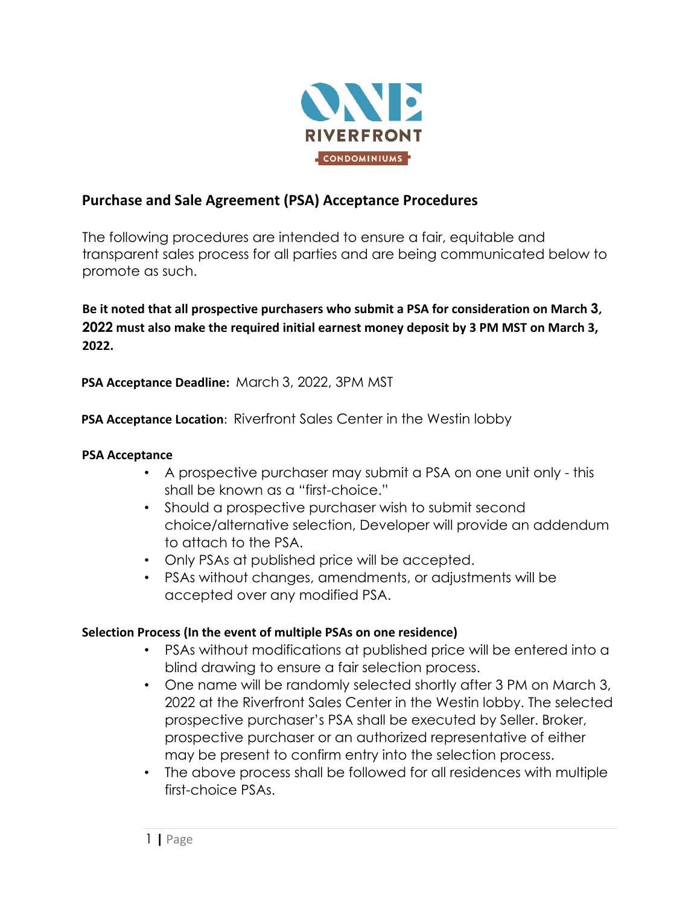ONE RIVERFRONT CONDOMINIUMS

## Purchase and Sale Agreement (PSA) Acceptance Procedures

The following procedures are intended to ensure a fair, equitable and transparent sales process for all parties and are being communicated below to promote as such.

**Be it noted that all prospective purchasers who submit a PSA for consideration on March 3, 2022 must also make the required initial earnest money deposit by 3 PM MST on March 3, 2022.**

**PSA Acceptance Deadline:** March 3, 2022, 3PM MST

**PSA Acceptance Location**: Riverfront Sales Center in the Westin lobby

**PSA Acceptance**

- A prospective purchaser may submit a PSA on one unit only - this shall be known as a "first-choice."
- Should a prospective purchaser wish to submit second choice/alternative selection, Developer will provide an addendum to attach to the PSA.
- Only PSAs at published price will be accepted.
- PSAs without changes, amendments, or adjustments will be accepted over any modified PSA.

**Selection Process (In the event of multiple PSAs on one residence)**

- PSAs without modifications at published price will be entered into a blind drawing to ensure a fair selection process.
- One name will be randomly selected shortly after 3 PM on March 3, 2022 at the Riverfront Sales Center in the Westin lobby. The selected prospective purchaser's PSA shall be executed by Seller. Broker, prospective purchaser or an authorized representative of either may be present to confirm entry into the selection process.
- The above process shall be followed for all residences with multiple first-choice PSAs.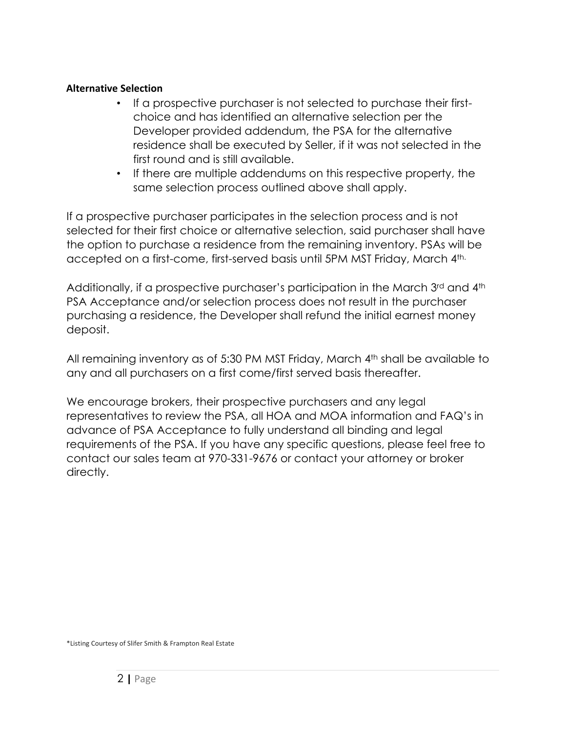**Alternative Selection**

- If a prospective purchaser is not selected to purchase their first-choice and has identified an alternative selection per the Developer provided addendum, the PSA for the alternative residence shall be executed by Seller, if it was not selected in the first round and is still available.
- If there are multiple addendums on this respective property, the same selection process outlined above shall apply.

If a prospective purchaser participates in the selection process and is not selected for their first choice or alternative selection, said purchaser shall have the option to purchase a residence from the remaining inventory. PSAs will be accepted on a first-come, first-served basis until 5PM MST Friday, March 4th.

Additionally, if a prospective purchaser's participation in the March 3rd and 4th PSA Acceptance and/or selection process does not result in the purchaser purchasing a residence, the Developer shall refund the initial earnest money deposit.

All remaining inventory as of 5:30 PM MST Friday, March 4th shall be available to any and all purchasers on a first come/first served basis thereafter.

We encourage brokers, their prospective purchasers and any legal representatives to review the PSA, all HOA and MOA information and FAQ's in advance of PSA Acceptance to fully understand all binding and legal requirements of the PSA. If you have any specific questions, please feel free to contact our sales team at 970-331-9676 or contact your attorney or broker directly.

*Listing Courtesy of Slifer Smith & Frampton Real Estate